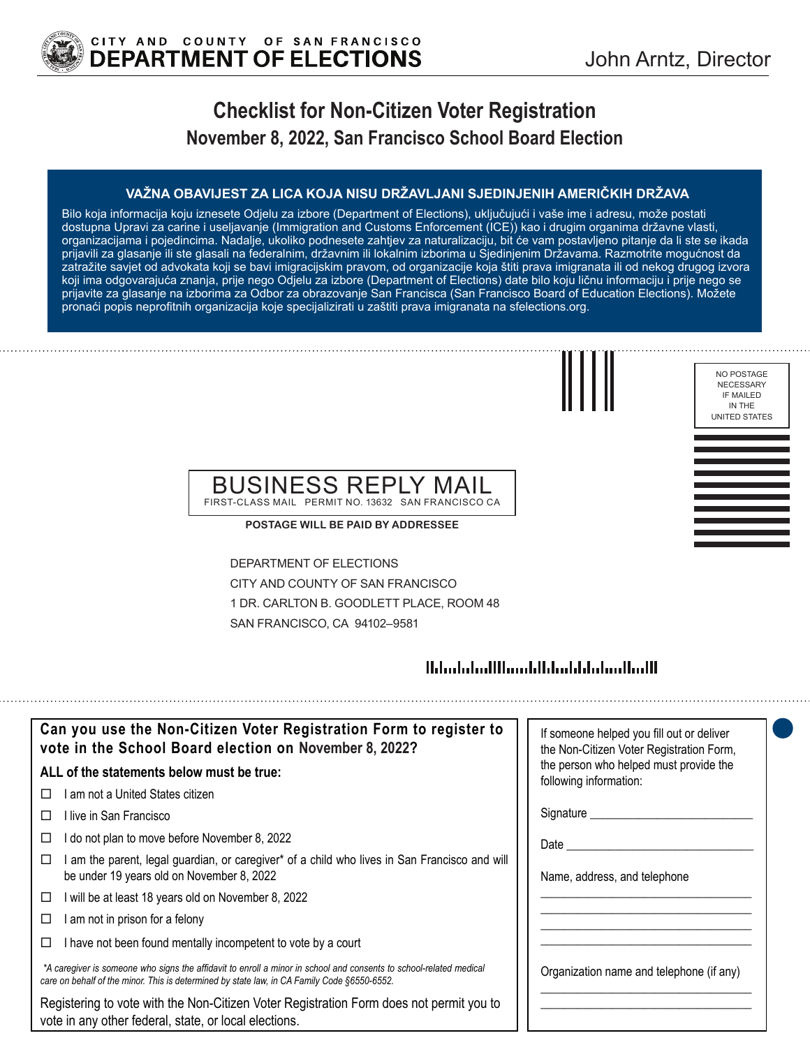CITY AND COUNTY OF SAN FRANCISCO
**DEPARTMENT OF ELECTIONS**

John Arntz, Director

# Checklist for Non-Citizen Voter Registration

## November 8, 2022, San Francisco School Board Election

**VAŽNA OBAVIJEST ZA LICA KOJA NISU DRŽAVLJANI SJEDINJENIH AMERIČKIH DRŽAVA**

Bilo koja informacija koju iznesete Odjelu za izbore (Department of Elections), uključujući i vaše ime i adresu, može postati dostupna Upravi za carine i useljavanje (Immigration and Customs Enforcement (ICE)) kao i drugim organima državne vlasti, organizacijama i pojedincima. Nadalje, ukoliko podnesete zahtjev za naturalizaciju, bit će vam postavljeno pitanje da li ste se ikada prijavili za glasanje ili ste glasali na federalnim, državnim ili lokalnim izborima u Sjedinjenim Državama. Razmotrite mogućnost da zatražite savjet od advokata koji se bavi imigracijskim pravom, od organizacije koja štiti prava imigranata ili od nekog drugog izvora koji ima odgovarajuća znanja, prije nego Odjelu za izbore (Department of Elections) date bilo koju ličnu informaciju i prije nego se prijavite za glasanje na izborima za Odbor za obrazovanje San Francisca (San Francisco Board of Education Elections). Možete pronaći popis neprofitnih organizacija koje specijalizirati u zaštiti prava imigranata na sfelections.org.

NO POSTAGE NECESSARY IF MAILED IN THE UNITED STATES

BUSINESS REPLY MAIL
FIRST-CLASS MAIL PERMIT NO. 13632 SAN FRANCISCO CA

**POSTAGE WILL BE PAID BY ADDRESSEE**

DEPARTMENT OF ELECTIONS
CITY AND COUNTY OF SAN FRANCISCO
1 DR. CARLTON B. GOODLETT PLACE, ROOM 48
SAN FRANCISCO, CA 94102–9581

### Can you use the Non-Citizen Voter Registration Form to register to vote in the School Board election on November 8, 2022?

**ALL of the statements below must be true:**

- ☐ I am not a United States citizen
- ☐ I live in San Francisco
- ☐ I do not plan to move before November 8, 2022
- ☐ I am the parent, legal guardian, or caregiver* of a child who lives in San Francisco and will be under 19 years old on November 8, 2022
- ☐ I will be at least 18 years old on November 8, 2022
- ☐ I am not in prison for a felony
- ☐ I have not been found mentally incompetent to vote by a court

*\*A caregiver is someone who signs the affidavit to enroll a minor in school and consents to school-related medical care on behalf of the minor. This is determined by state law, in CA Family Code §6550-6552.*

Registering to vote with the Non-Citizen Voter Registration Form does not permit you to vote in any other federal, state, or local elections.

If someone helped you fill out or deliver the Non-Citizen Voter Registration Form, the person who helped must provide the following information:

Signature ___________________________

Date ___________________________

Name, address, and telephone

___________________________

___________________________

___________________________

___________________________

Organization name and telephone (if any)

___________________________

___________________________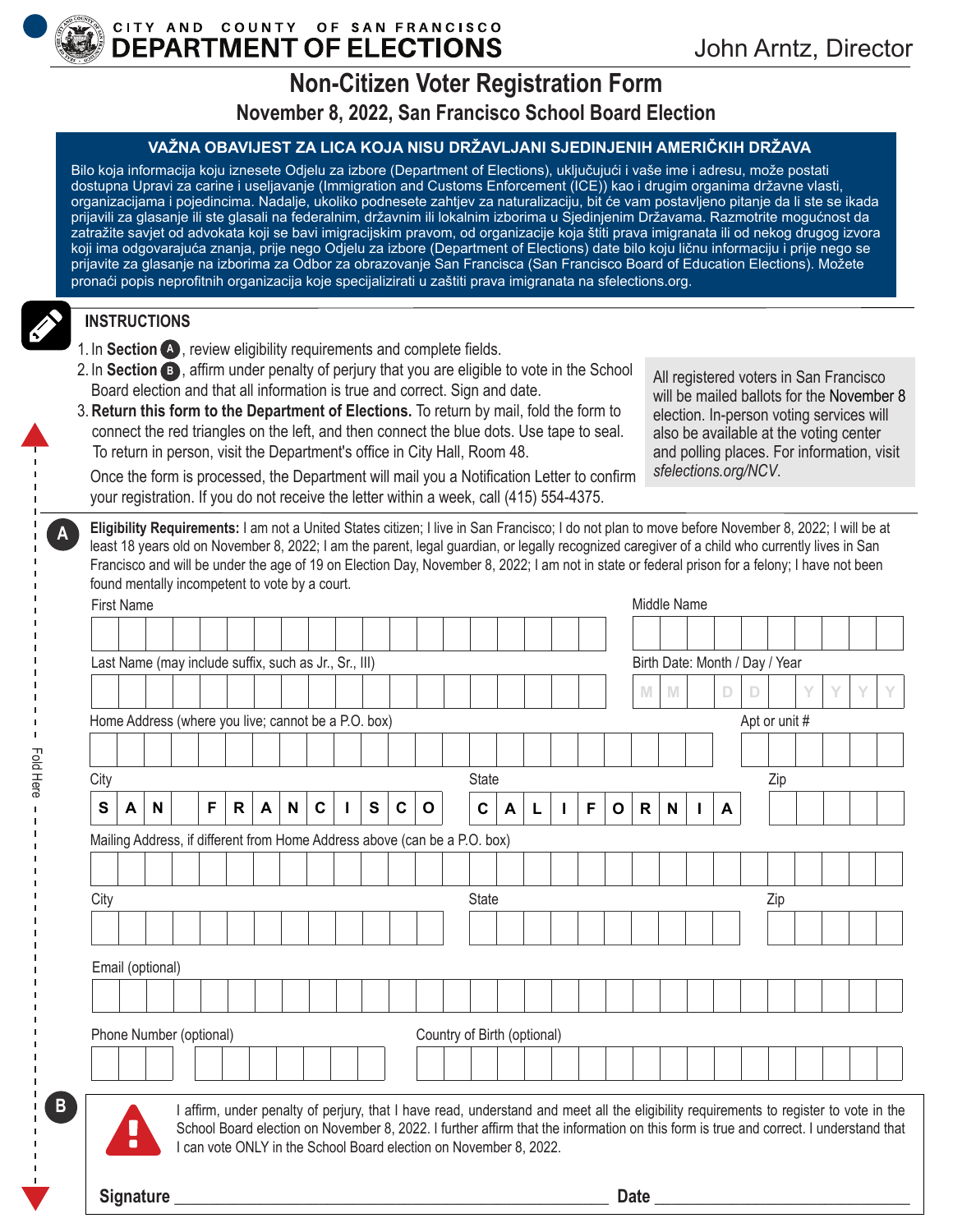CITY AND COUNTY OF SAN FRANCISCO
**DEPARTMENT OF ELECTIONS**

John Arntz, Director

# Non-Citizen Voter Registration Form

## November 8, 2022, San Francisco School Board Election

**VAŽNA OBAVIJEST ZA LICA KOJA NISU DRŽAVLJANI SJEDINJENIH AMERIČKIH DRŽAVA**

Bilo koja informacija koju iznesete Odjelu za izbore (Department of Elections), uključujući i vaše ime i adresu, može postati dostupna Upravi za carine i useljavanje (Immigration and Customs Enforcement (ICE)) kao i drugim organima državne vlasti, organizacijama i pojedincima. Nadalje, ukoliko podnesete zahtjev za naturalizaciju, bit će vam postavljeno pitanje da li ste se ikada prijavili za glasanje ili ste glasali na federalnim, državnim ili lokalnim izborima u Sjedinjenim Državama. Razmotrite mogućnost da zatražite savjet od advokata koji se bavi imigracijskim pravom, od organizacije koja štiti prava imigranata ili od nekog drugog izvora koji ima odgovarajuća znanja, prije nego Odjelu za izbore (Department of Elections) date bilo koju ličnu informaciju i prije nego se prijavite za glasanje na izborima za Odbor za obrazovanje San Francisca (San Francisco Board of Education Elections). Možete pronaći popis neprofitnih organizacija koje specijalizirati u zaštiti prava imigranata na sfelections.org.

### INSTRUCTIONS

1. In **Section A**, review eligibility requirements and complete fields.
2. In **Section B**, affirm under penalty of perjury that you are eligible to vote in the School Board election and that all information is true and correct. Sign and date.
3. **Return this form to the Department of Elections.** To return by mail, fold the form to connect the red triangles on the left, and then connect the blue dots. Use tape to seal. To return in person, visit the Department's office in City Hall, Room 48.

Once the form is processed, the Department will mail you a Notification Letter to confirm your registration. If you do not receive the letter within a week, call (415) 554-4375.

All registered voters in San Francisco will be mailed ballots for the November 8 election. In-person voting services will also be available at the voting center and polling places. For information, visit *sfelections.org/NCV*.

Fold Here

**A**

**Eligibility Requirements:** I am not a United States citizen; I live in San Francisco; I do not plan to move before November 8, 2022; I will be at least 18 years old on November 8, 2022; I am the parent, legal guardian, or legally recognized caregiver of a child who currently lives in San Francisco and will be under the age of 19 on Election Day, November 8, 2022; I am not in state or federal prison for a felony; I have not been found mentally incompetent to vote by a court.

First Name ____________________ Middle Name ____________________

Last Name (may include suffix, such as Jr., Sr., III) ____________________ Birth Date: Month / Day / Year M M / D D / Y Y Y Y

Home Address (where you live; cannot be a P.O. box) ____________________ Apt or unit # ________

City: SAN FRANCISCO  State: CALIFORNIA  Zip ________

Mailing Address, if different from Home Address above (can be a P.O. box) ____________________

City ____________________ State ____________________ Zip ________

Email (optional) ____________________

Phone Number (optional) ____________________ Country of Birth (optional) ____________________

**B**

I affirm, under penalty of perjury, that I have read, understand and meet all the eligibility requirements to register to vote in the School Board election on November 8, 2022. I further affirm that the information on this form is true and correct. I understand that I can vote ONLY in the School Board election on November 8, 2022.

**Signature** ______________________________ **Date** ____________________